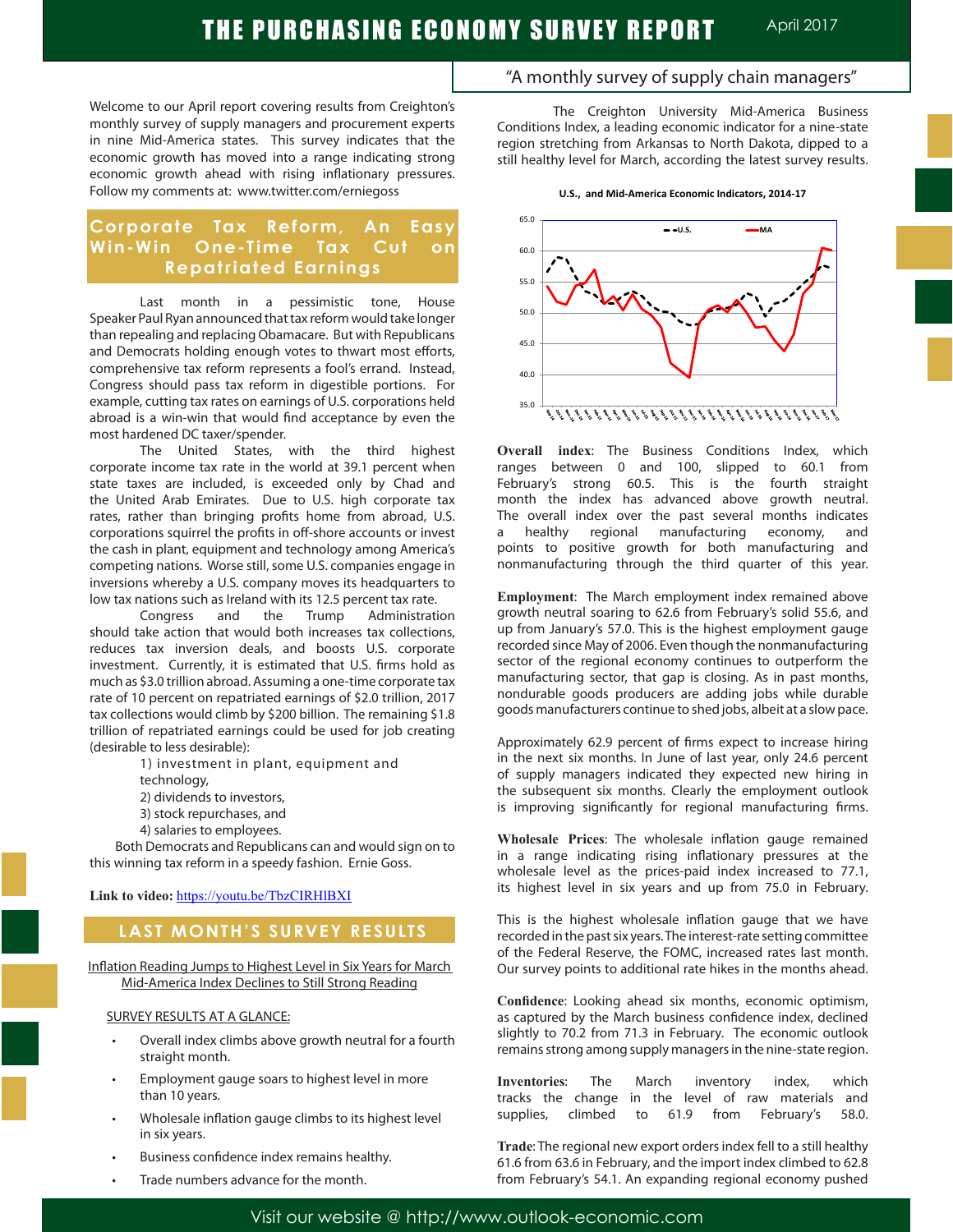# THE PURCHASING ECONOMY SURVEY REPORT

April 2017

"A monthly survey of supply chain managers"

Welcome to our April report covering results from Creighton's monthly survey of supply managers and procurement experts in nine Mid-America states. This survey indicates that the economic growth has moved into a range indicating strong economic growth ahead with rising inflationary pressures. Follow my comments at: www.twitter.com/erniegoss

## Corporate Tax Reform, An Easy Win-Win One-Time Tax Cut on Repatriated Earnings

Last month in a pessimistic tone, House Speaker Paul Ryan announced that tax reform would take longer than repealing and replacing Obamacare. But with Republicans and Democrats holding enough votes to thwart most efforts, comprehensive tax reform represents a fool's errand. Instead, Congress should pass tax reform in digestible portions. For example, cutting tax rates on earnings of U.S. corporations held abroad is a win-win that would find acceptance by even the most hardened DC taxer/spender.

The United States, with the third highest corporate income tax rate in the world at 39.1 percent when state taxes are included, is exceeded only by Chad and the United Arab Emirates. Due to U.S. high corporate tax rates, rather than bringing profits home from abroad, U.S. corporations squirrel the profits in off-shore accounts or invest the cash in plant, equipment and technology among America's competing nations. Worse still, some U.S. companies engage in inversions whereby a U.S. company moves its headquarters to low tax nations such as Ireland with its 12.5 percent tax rate.

Congress and the Trump Administration should take action that would both increases tax collections, reduces tax inversion deals, and boosts U.S. corporate investment. Currently, it is estimated that U.S. firms hold as much as $3.0 trillion abroad. Assuming a one-time corporate tax rate of 10 percent on repatriated earnings of $2.0 trillion, 2017 tax collections would climb by $200 billion. The remaining $1.8 trillion of repatriated earnings could be used for job creating (desirable to less desirable):

1) investment in plant, equipment and technology,
2) dividends to investors,
3) stock repurchases, and
4) salaries to employees.

Both Democrats and Republicans can and would sign on to this winning tax reform in a speedy fashion. Ernie Goss.

**Link to video:** https://youtu.be/TbzCIRHlBXI

## LAST MONTH'S SURVEY RESULTS

Inflation Reading Jumps to Highest Level in Six Years for March
Mid-America Index Declines to Still Strong Reading

SURVEY RESULTS AT A GLANCE:

- Overall index climbs above growth neutral for a fourth straight month.
- Employment gauge soars to highest level in more than 10 years.
- Wholesale inflation gauge climbs to its highest level in six years.
- Business confidence index remains healthy.
- Trade numbers advance for the month.

The Creighton University Mid-America Business Conditions Index, a leading economic indicator for a nine-state region stretching from Arkansas to North Dakota, dipped to a still healthy level for March, according the latest survey results.

**U.S., and Mid-America Economic Indicators, 2014-17**

**Overall index**: The Business Conditions Index, which ranges between 0 and 100, slipped to 60.1 from February's strong 60.5. This is the fourth straight month the index has advanced above growth neutral. The overall index over the past several months indicates a healthy regional manufacturing economy, and points to positive growth for both manufacturing and nonmanufacturing through the third quarter of this year.

**Employment**: The March employment index remained above growth neutral soaring to 62.6 from February's solid 55.6, and up from January's 57.0. This is the highest employment gauge recorded since May of 2006. Even though the nonmanufacturing sector of the regional economy continues to outperform the manufacturing sector, that gap is closing. As in past months, nondurable goods producers are adding jobs while durable goods manufacturers continue to shed jobs, albeit at a slow pace.

Approximately 62.9 percent of firms expect to increase hiring in the next six months. In June of last year, only 24.6 percent of supply managers indicated they expected new hiring in the subsequent six months. Clearly the employment outlook is improving significantly for regional manufacturing firms.

**Wholesale Prices**: The wholesale inflation gauge remained in a range indicating rising inflationary pressures at the wholesale level as the prices-paid index increased to 77.1, its highest level in six years and up from 75.0 in February.

This is the highest wholesale inflation gauge that we have recorded in the past six years. The interest-rate setting committee of the Federal Reserve, the FOMC, increased rates last month. Our survey points to additional rate hikes in the months ahead.

**Confidence**: Looking ahead six months, economic optimism, as captured by the March business confidence index, declined slightly to 70.2 from 71.3 in February. The economic outlook remains strong among supply managers in the nine-state region.

**Inventories**: The March inventory index, which tracks the change in the level of raw materials and supplies, climbed to 61.9 from February's 58.0.

**Trade**: The regional new export orders index fell to a still healthy 61.6 from 63.6 in February, and the import index climbed to 62.8 from February's 54.1. An expanding regional economy pushed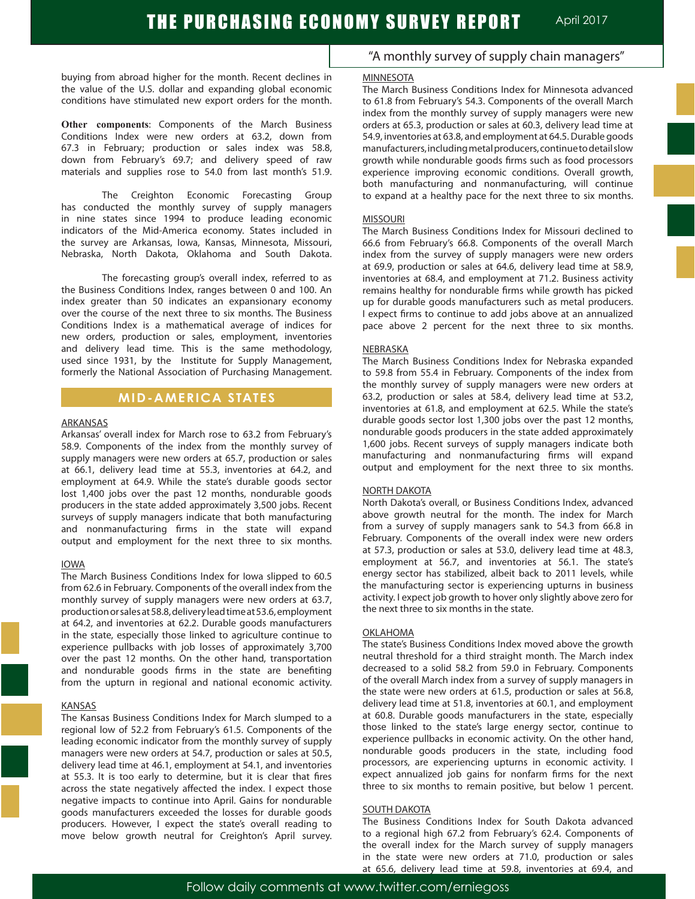buying from abroad higher for the month. Recent declines in the value of the U.S. dollar and expanding global economic conditions have stimulated new export orders for the month.

**Other components**: Components of the March Business Conditions Index were new orders at 63.2, down from 67.3 in February; production or sales index was 58.8, down from February's 69.7; and delivery speed of raw materials and supplies rose to 54.0 from last month's 51.9.

The Creighton Economic Forecasting Group has conducted the monthly survey of supply managers in nine states since 1994 to produce leading economic indicators of the Mid-America economy. States included in the survey are Arkansas, Iowa, Kansas, Minnesota, Missouri, Nebraska, North Dakota, Oklahoma and South Dakota.

The forecasting group's overall index, referred to as the Business Conditions Index, ranges between 0 and 100. An index greater than 50 indicates an expansionary economy over the course of the next three to six months. The Business Conditions Index is a mathematical average of indices for new orders, production or sales, employment, inventories and delivery lead time. This is the same methodology, used since 1931, by the Institute for Supply Management, formerly the National Association of Purchasing Management.

## MID-AMERICA STATES

### ARKANSAS

Arkansas' overall index for March rose to 63.2 from February's 58.9. Components of the index from the monthly survey of supply managers were new orders at 65.7, production or sales at 66.1, delivery lead time at 55.3, inventories at 64.2, and employment at 64.9. While the state's durable goods sector lost 1,400 jobs over the past 12 months, nondurable goods producers in the state added approximately 3,500 jobs. Recent surveys of supply managers indicate that both manufacturing and nonmanufacturing firms in the state will expand output and employment for the next three to six months.

### IOWA

The March Business Conditions Index for Iowa slipped to 60.5 from 62.6 in February. Components of the overall index from the monthly survey of supply managers were new orders at 63.7, production or sales at 58.8, delivery lead time at 53.6, employment at 64.2, and inventories at 62.2. Durable goods manufacturers in the state, especially those linked to agriculture continue to experience pullbacks with job losses of approximately 3,700 over the past 12 months. On the other hand, transportation and nondurable goods firms in the state are benefiting from the upturn in regional and national economic activity.

### KANSAS

The Kansas Business Conditions Index for March slumped to a regional low of 52.2 from February's 61.5. Components of the leading economic indicator from the monthly survey of supply managers were new orders at 54.7, production or sales at 50.5, delivery lead time at 46.1, employment at 54.1, and inventories at 55.3. It is too early to determine, but it is clear that fires across the state negatively affected the index. I expect those negative impacts to continue into April. Gains for nondurable goods manufacturers exceeded the losses for durable goods producers. However, I expect the state's overall reading to move below growth neutral for Creighton's April survey.

### MINNESOTA

The March Business Conditions Index for Minnesota advanced to 61.8 from February's 54.3. Components of the overall March index from the monthly survey of supply managers were new orders at 65.3, production or sales at 60.3, delivery lead time at 54.9, inventories at 63.8, and employment at 64.5. Durable goods manufacturers, including metal producers, continue to detail slow growth while nondurable goods firms such as food processors experience improving economic conditions. Overall growth, both manufacturing and nonmanufacturing, will continue to expand at a healthy pace for the next three to six months.

### MISSOURI

The March Business Conditions Index for Missouri declined to 66.6 from February's 66.8. Components of the overall March index from the survey of supply managers were new orders at 69.9, production or sales at 64.6, delivery lead time at 58.9, inventories at 68.4, and employment at 71.2. Business activity remains healthy for nondurable firms while growth has picked up for durable goods manufacturers such as metal producers. I expect firms to continue to add jobs above at an annualized pace above 2 percent for the next three to six months.

### NEBRASKA

The March Business Conditions Index for Nebraska expanded to 59.8 from 55.4 in February. Components of the index from the monthly survey of supply managers were new orders at 63.2, production or sales at 58.4, delivery lead time at 53.2, inventories at 61.8, and employment at 62.5. While the state's durable goods sector lost 1,300 jobs over the past 12 months, nondurable goods producers in the state added approximately 1,600 jobs. Recent surveys of supply managers indicate both manufacturing and nonmanufacturing firms will expand output and employment for the next three to six months.

### NORTH DAKOTA

North Dakota's overall, or Business Conditions Index, advanced above growth neutral for the month. The index for March from a survey of supply managers sank to 54.3 from 66.8 in February. Components of the overall index were new orders at 57.3, production or sales at 53.0, delivery lead time at 48.3, employment at 56.7, and inventories at 56.1. The state's energy sector has stabilized, albeit back to 2011 levels, while the manufacturing sector is experiencing upturns in business activity. I expect job growth to hover only slightly above zero for the next three to six months in the state.

### OKLAHOMA

The state's Business Conditions Index moved above the growth neutral threshold for a third straight month. The March index decreased to a solid 58.2 from 59.0 in February. Components of the overall March index from a survey of supply managers in the state were new orders at 61.5, production or sales at 56.8, delivery lead time at 51.8, inventories at 60.1, and employment at 60.8. Durable goods manufacturers in the state, especially those linked to the state's large energy sector, continue to experience pullbacks in economic activity. On the other hand, nondurable goods producers in the state, including food processors, are experiencing upturns in economic activity. I expect annualized job gains for nonfarm firms for the next three to six months to remain positive, but below 1 percent.

### SOUTH DAKOTA

The Business Conditions Index for South Dakota advanced to a regional high 67.2 from February's 62.4. Components of the overall index for the March survey of supply managers in the state were new orders at 71.0, production or sales at 65.6, delivery lead time at 59.8, inventories at 69.4, and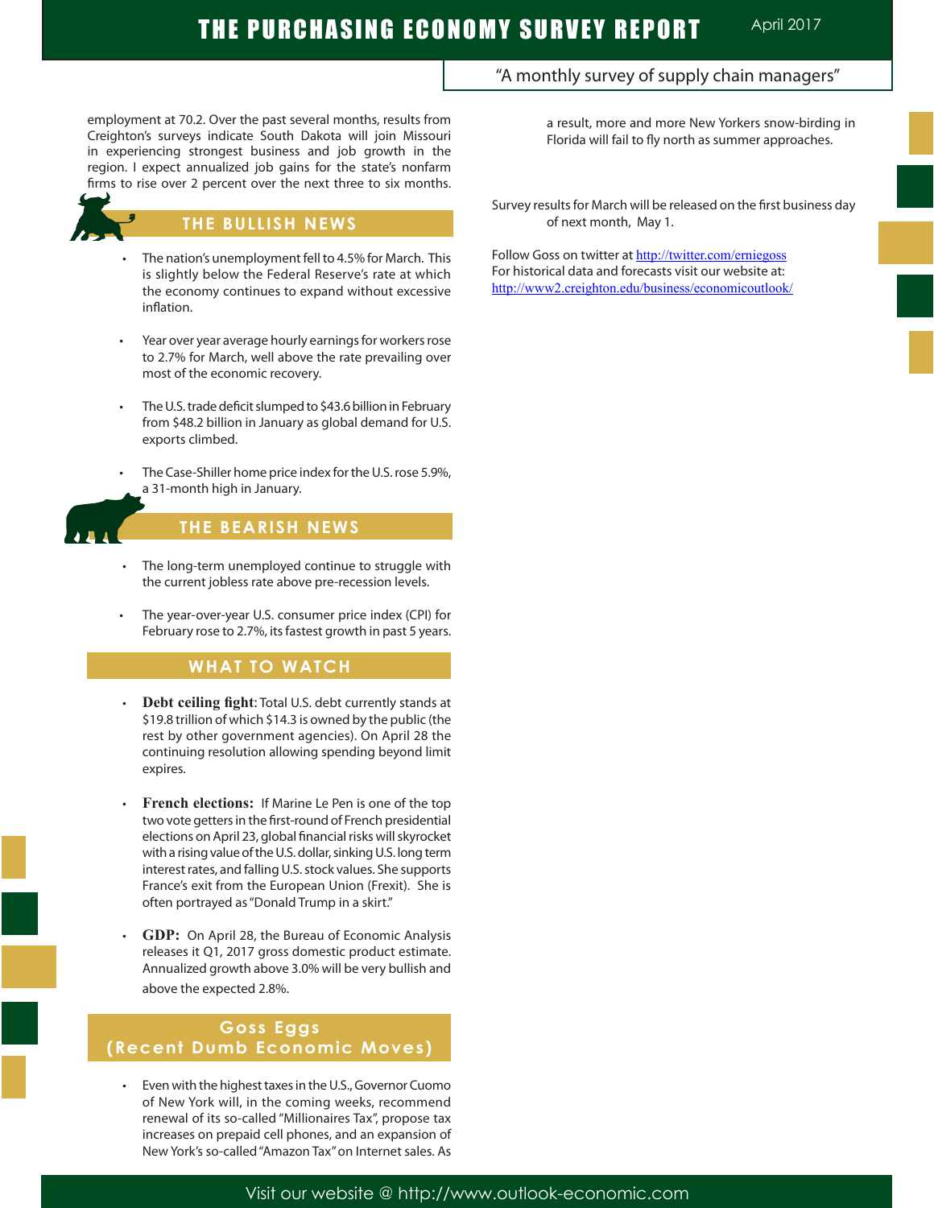employment at 70.2. Over the past several months, results from Creighton's surveys indicate South Dakota will join Missouri in experiencing strongest business and job growth in the region. I expect annualized job gains for the state's nonfarm firms to rise over 2 percent over the next three to six months.

## THE BULLISH NEWS

- The nation's unemployment fell to 4.5% for March. This is slightly below the Federal Reserve's rate at which the economy continues to expand without excessive inflation.
- Year over year average hourly earnings for workers rose to 2.7% for March, well above the rate prevailing over most of the economic recovery.
- The U.S. trade deficit slumped to $43.6 billion in February from $48.2 billion in January as global demand for U.S. exports climbed.
- The Case-Shiller home price index for the U.S. rose 5.9%, a 31-month high in January.

## THE BEARISH NEWS

- The long-term unemployed continue to struggle with the current jobless rate above pre-recession levels.
- The year-over-year U.S. consumer price index (CPI) for February rose to 2.7%, its fastest growth in past 5 years.

## WHAT TO WATCH

- **Debt ceiling fight**: Total U.S. debt currently stands at $19.8 trillion of which $14.3 is owned by the public (the rest by other government agencies). On April 28 the continuing resolution allowing spending beyond limit expires.
- **French elections:** If Marine Le Pen is one of the top two vote getters in the first-round of French presidential elections on April 23, global financial risks will skyrocket with a rising value of the U.S. dollar, sinking U.S. long term interest rates, and falling U.S. stock values. She supports France's exit from the European Union (Frexit). She is often portrayed as "Donald Trump in a skirt."
- **GDP:** On April 28, the Bureau of Economic Analysis releases it Q1, 2017 gross domestic product estimate. Annualized growth above 3.0% will be very bullish and above the expected 2.8%.

## Goss Eggs (Recent Dumb Economic Moves)

- Even with the highest taxes in the U.S., Governor Cuomo of New York will, in the coming weeks, recommend renewal of its so-called "Millionaires Tax", propose tax increases on prepaid cell phones, and an expansion of New York's so-called "Amazon Tax" on Internet sales. As a result, more and more New Yorkers snow-birding in Florida will fail to fly north as summer approaches.

Survey results for March will be released on the first business day of next month, May 1.

Follow Goss on twitter at http://twitter.com/erniegoss
For historical data and forecasts visit our website at:
http://www2.creighton.edu/business/economicoutlook/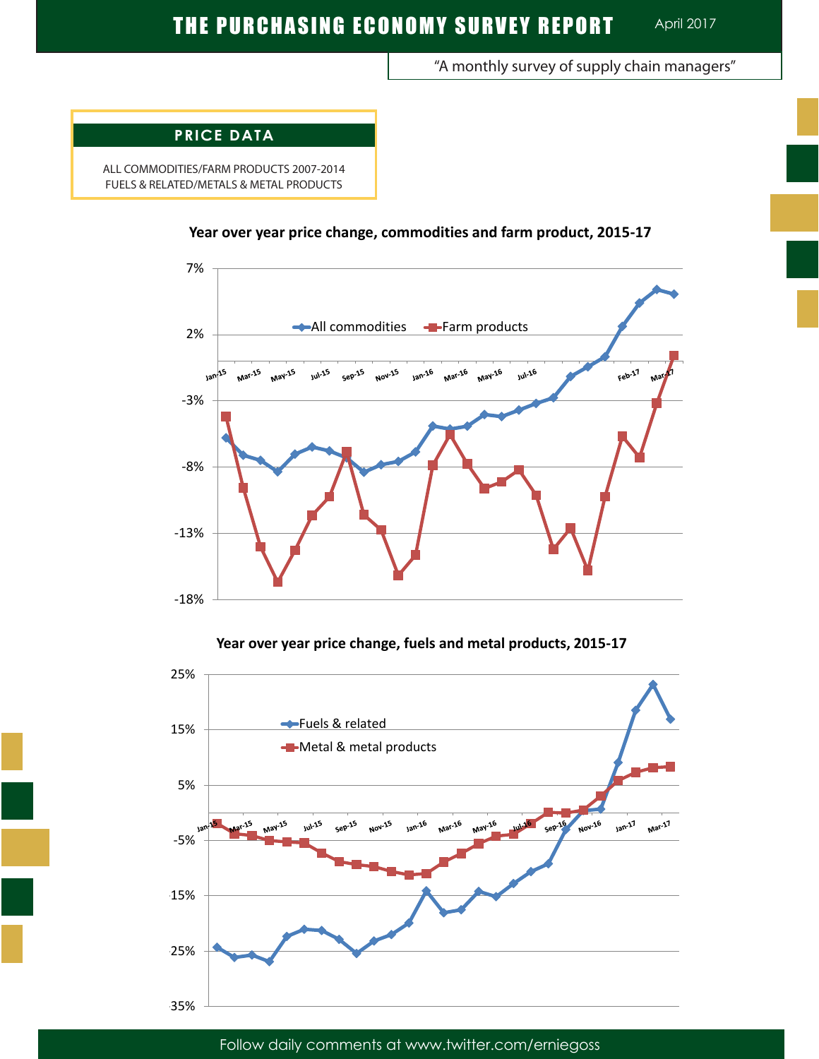# THE PURCHASING ECONOMY SURVEY REPORT

April 2017

"A monthly survey of supply chain managers"

## PRICE DATA

ALL COMMODITIES/FARM PRODUCTS 2007-2014
FUELS & RELATED/METALS & METAL PRODUCTS

**Year over year price change, commodities and farm product, 2015-17**

7%
2%
-3%
-8%
-13%
-18%

All commodities
Farm products

Jan-15 Mar-15 May-15 Jul-15 Sep-15 Nov-15 Jan-16 Mar-16 May-16 Jul-16 Feb-17 Mar-17

**Year over year price change, fuels and metal products, 2015-17**

25%
15%
5%
-5%
-15%
-25%
-35%

Fuels & related
Metal & metal products

Jan-15 Mar-15 May-15 Jul-15 Sep-15 Nov-15 Jan-16 Mar-16 May-16 Jul-16 Sep-16 Nov-16 Jan-17 Mar-17

Follow daily comments at www.twitter.com/erniegoss